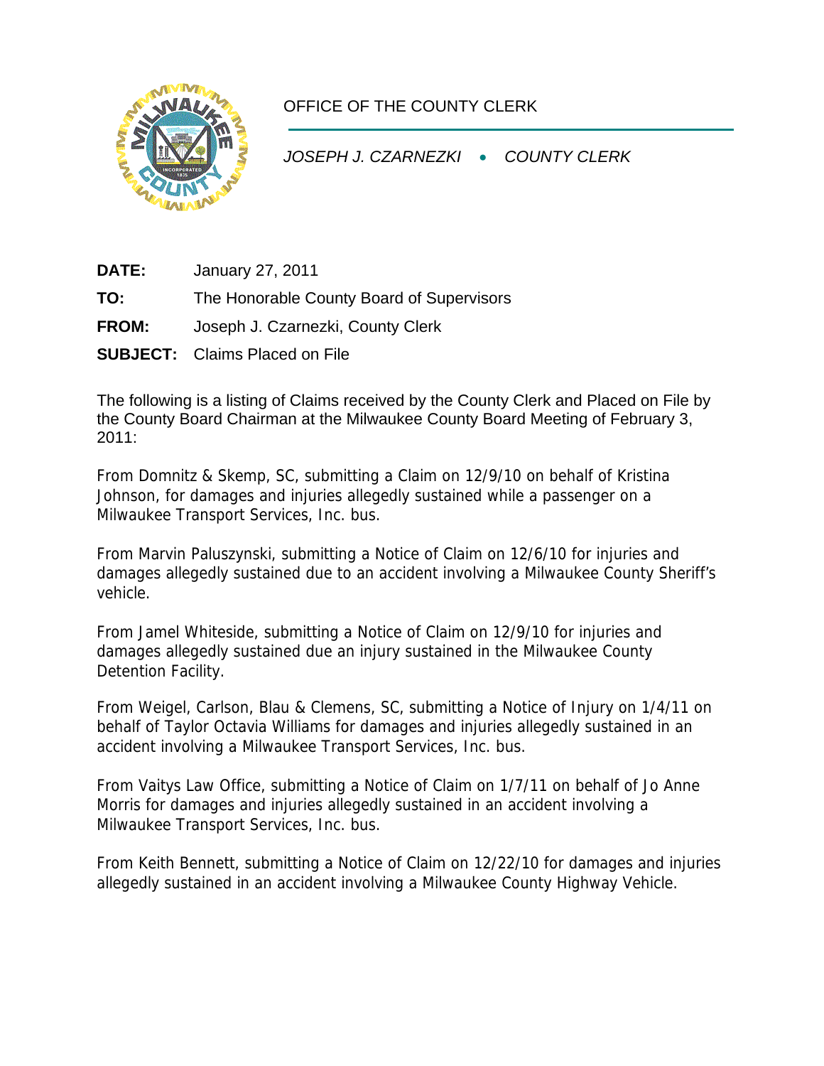# OFFICE OF THE COUNTY CLERK

*JOSEPH J. CZARNEZKI • COUNTY CLERK*

**DATE:** January 27, 2011

**TO:** The Honorable County Board of Supervisors

**FROM:** Joseph J. Czarnezki, County Clerk

**SUBJECT:** Claims Placed on File

The following is a listing of Claims received by the County Clerk and Placed on File by the County Board Chairman at the Milwaukee County Board Meeting of February 3, 2011:

From Domnitz & Skemp, SC, submitting a Claim on 12/9/10 on behalf of Kristina Johnson, for damages and injuries allegedly sustained while a passenger on a Milwaukee Transport Services, Inc. bus.

From Marvin Paluszynski, submitting a Notice of Claim on 12/6/10 for injuries and damages allegedly sustained due to an accident involving a Milwaukee County Sheriff's vehicle.

From Jamel Whiteside, submitting a Notice of Claim on 12/9/10 for injuries and damages allegedly sustained due an injury sustained in the Milwaukee County Detention Facility.

From Weigel, Carlson, Blau & Clemens, SC, submitting a Notice of Injury on 1/4/11 on behalf of Taylor Octavia Williams for damages and injuries allegedly sustained in an accident involving a Milwaukee Transport Services, Inc. bus.

From Vaitys Law Office, submitting a Notice of Claim on 1/7/11 on behalf of Jo Anne Morris for damages and injuries allegedly sustained in an accident involving a Milwaukee Transport Services, Inc. bus.

From Keith Bennett, submitting a Notice of Claim on 12/22/10 for damages and injuries allegedly sustained in an accident involving a Milwaukee County Highway Vehicle.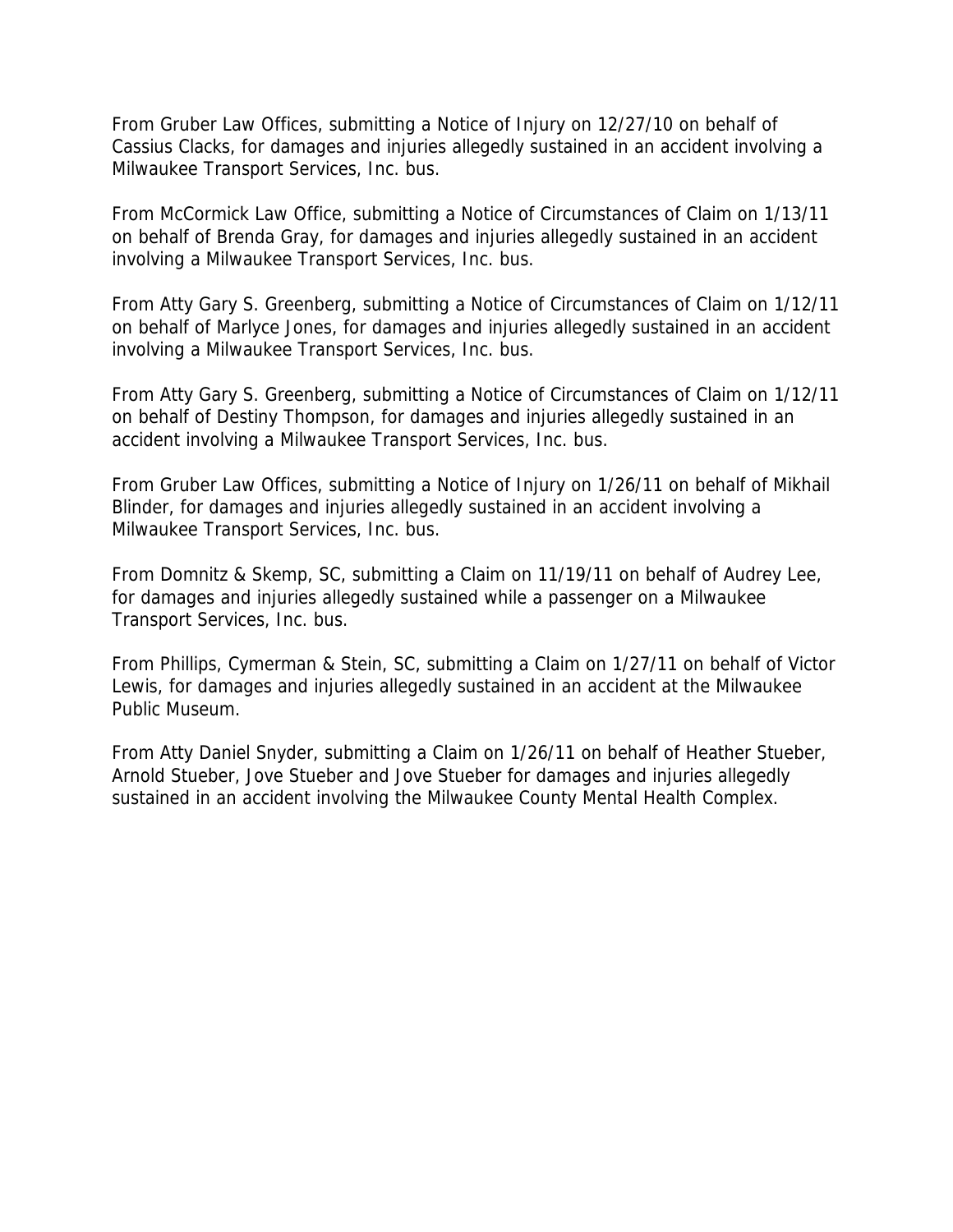From Gruber Law Offices, submitting a Notice of Injury on 12/27/10 on behalf of Cassius Clacks, for damages and injuries allegedly sustained in an accident involving a Milwaukee Transport Services, Inc. bus.

From McCormick Law Office, submitting a Notice of Circumstances of Claim on 1/13/11 on behalf of Brenda Gray, for damages and injuries allegedly sustained in an accident involving a Milwaukee Transport Services, Inc. bus.

From Atty Gary S. Greenberg, submitting a Notice of Circumstances of Claim on 1/12/11 on behalf of Marlyce Jones, for damages and injuries allegedly sustained in an accident involving a Milwaukee Transport Services, Inc. bus.

From Atty Gary S. Greenberg, submitting a Notice of Circumstances of Claim on 1/12/11 on behalf of Destiny Thompson, for damages and injuries allegedly sustained in an accident involving a Milwaukee Transport Services, Inc. bus.

From Gruber Law Offices, submitting a Notice of Injury on 1/26/11 on behalf of Mikhail Blinder, for damages and injuries allegedly sustained in an accident involving a Milwaukee Transport Services, Inc. bus.

From Domnitz & Skemp, SC, submitting a Claim on 11/19/11 on behalf of Audrey Lee, for damages and injuries allegedly sustained while a passenger on a Milwaukee Transport Services, Inc. bus.

From Phillips, Cymerman & Stein, SC, submitting a Claim on 1/27/11 on behalf of Victor Lewis, for damages and injuries allegedly sustained in an accident at the Milwaukee Public Museum.

From Atty Daniel Snyder, submitting a Claim on 1/26/11 on behalf of Heather Stueber, Arnold Stueber, Jove Stueber and Jove Stueber for damages and injuries allegedly sustained in an accident involving the Milwaukee County Mental Health Complex.